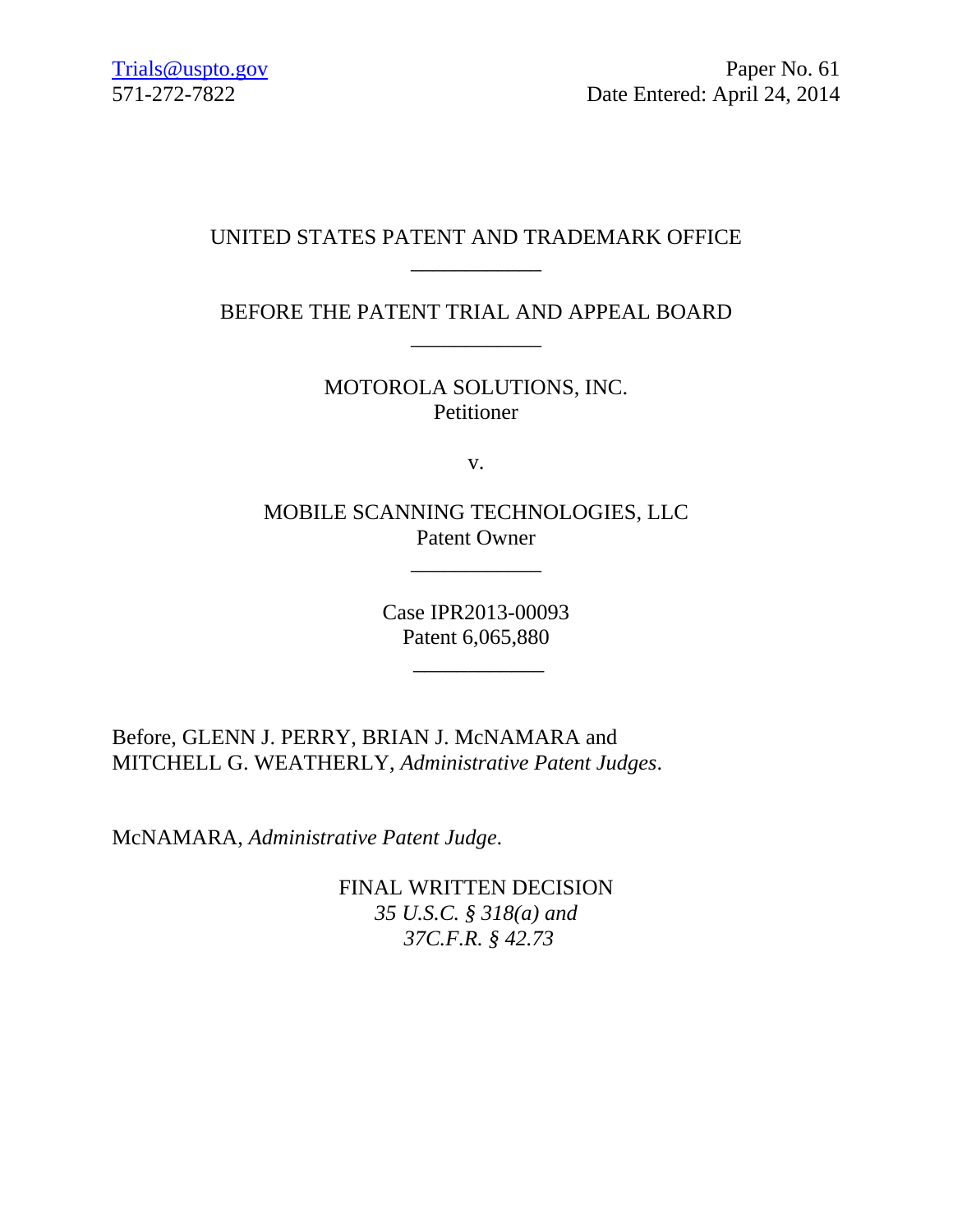Trials@uspto.gov
571-272-7822

Paper No. 61
Date Entered: April 24, 2014

UNITED STATES PATENT AND TRADEMARK OFFICE

\_\_\_\_\_\_\_\_\_\_\_\_

BEFORE THE PATENT TRIAL AND APPEAL BOARD

\_\_\_\_\_\_\_\_\_\_\_\_

MOTOROLA SOLUTIONS, INC.
Petitioner

v.

MOBILE SCANNING TECHNOLOGIES, LLC
Patent Owner

\_\_\_\_\_\_\_\_\_\_\_\_

Case IPR2013-00093
Patent 6,065,880

\_\_\_\_\_\_\_\_\_\_\_\_

Before, GLENN J. PERRY, BRIAN J. McNAMARA and MITCHELL G. WEATHERLY, *Administrative Patent Judges*.

McNAMARA, *Administrative Patent Judge*.

FINAL WRITTEN DECISION
*35 U.S.C. § 318(a) and*
*37C.F.R. § 42.73*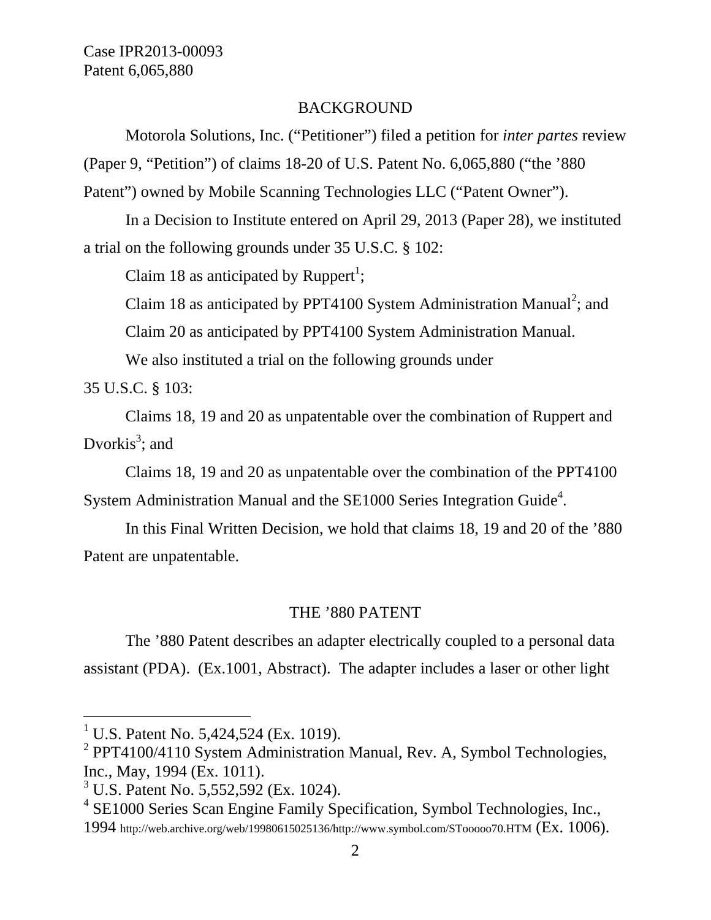## BACKGROUND

Motorola Solutions, Inc. ("Petitioner") filed a petition for *inter partes* review (Paper 9, "Petition") of claims 18-20 of U.S. Patent No. 6,065,880 ("the '880 Patent") owned by Mobile Scanning Technologies LLC ("Patent Owner").

In a Decision to Institute entered on April 29, 2013 (Paper 28), we instituted a trial on the following grounds under 35 U.S.C. § 102:

Claim 18 as anticipated by Ruppert[1];

Claim 18 as anticipated by PPT4100 System Administration Manual[2]; and

Claim 20 as anticipated by PPT4100 System Administration Manual.

We also instituted a trial on the following grounds under 35 U.S.C. § 103:

Claims 18, 19 and 20 as unpatentable over the combination of Ruppert and Dvorkis[3]; and

Claims 18, 19 and 20 as unpatentable over the combination of the PPT4100 System Administration Manual and the SE1000 Series Integration Guide[4].

In this Final Written Decision, we hold that claims 18, 19 and 20 of the '880 Patent are unpatentable.

## THE '880 PATENT

The '880 Patent describes an adapter electrically coupled to a personal data assistant (PDA). (Ex.1001, Abstract). The adapter includes a laser or other light

---

[1] U.S. Patent No. 5,424,524 (Ex. 1019).

[2] PPT4100/4110 System Administration Manual, Rev. A, Symbol Technologies, Inc., May, 1994 (Ex. 1011).

[3] U.S. Patent No. 5,552,592 (Ex. 1024).

[4] SE1000 Series Scan Engine Family Specification, Symbol Technologies, Inc., 1994 http://web.archive.org/web/19980615025136/http://www.symbol.com/SToooo70.HTM (Ex. 1006).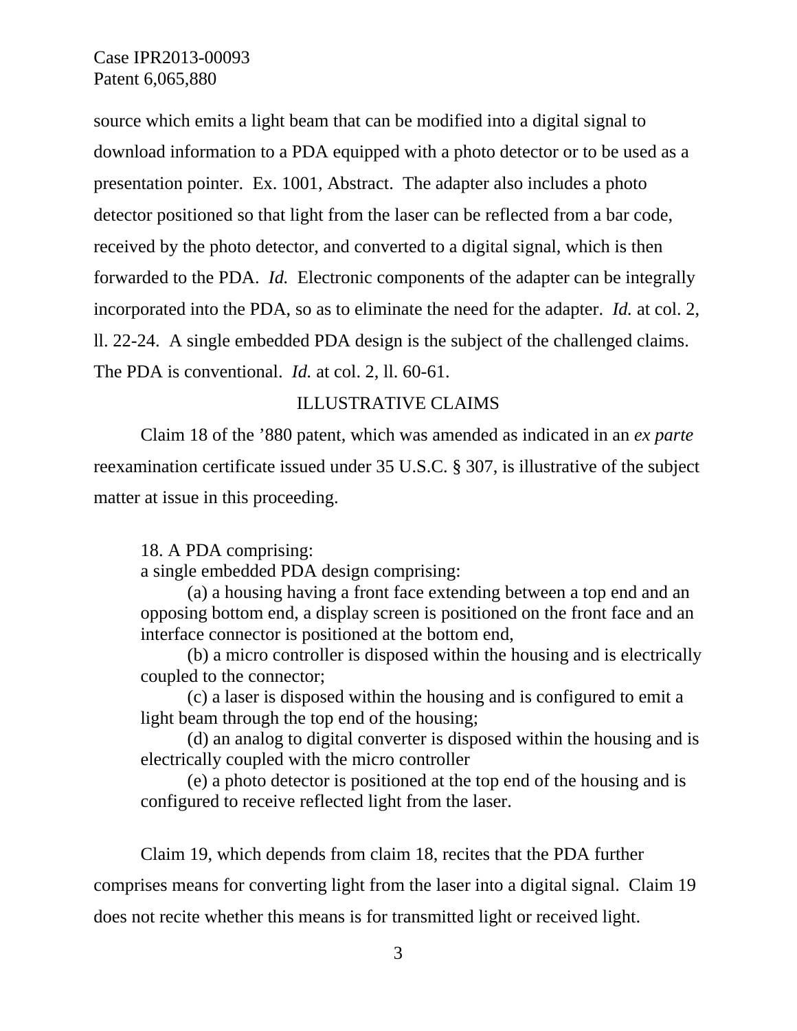source which emits a light beam that can be modified into a digital signal to download information to a PDA equipped with a photo detector or to be used as a presentation pointer. Ex. 1001, Abstract. The adapter also includes a photo detector positioned so that light from the laser can be reflected from a bar code, received by the photo detector, and converted to a digital signal, which is then forwarded to the PDA. *Id.* Electronic components of the adapter can be integrally incorporated into the PDA, so as to eliminate the need for the adapter. *Id.* at col. 2, ll. 22-24. A single embedded PDA design is the subject of the challenged claims. The PDA is conventional. *Id.* at col. 2, ll. 60-61.

## ILLUSTRATIVE CLAIMS

Claim 18 of the ’880 patent, which was amended as indicated in an *ex parte* reexamination certificate issued under 35 U.S.C. § 307, is illustrative of the subject matter at issue in this proceeding.

> 18. A PDA comprising:
> a single embedded PDA design comprising:
>
> (a) a housing having a front face extending between a top end and an opposing bottom end, a display screen is positioned on the front face and an interface connector is positioned at the bottom end,
>
> (b) a micro controller is disposed within the housing and is electrically coupled to the connector;
>
> (c) a laser is disposed within the housing and is configured to emit a light beam through the top end of the housing;
>
> (d) an analog to digital converter is disposed within the housing and is electrically coupled with the micro controller
>
> (e) a photo detector is positioned at the top end of the housing and is configured to receive reflected light from the laser.

Claim 19, which depends from claim 18, recites that the PDA further comprises means for converting light from the laser into a digital signal. Claim 19 does not recite whether this means is for transmitted light or received light.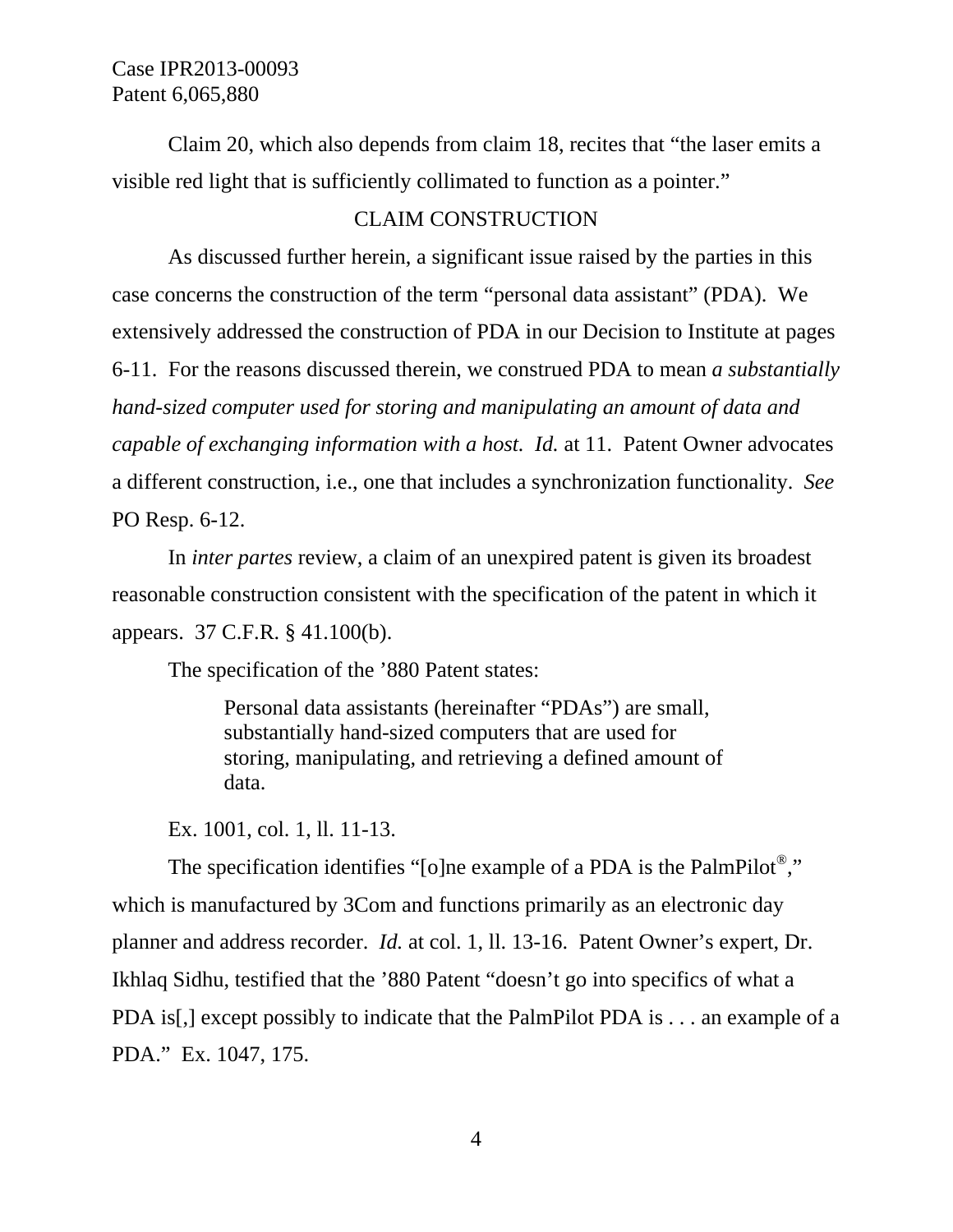Claim 20, which also depends from claim 18, recites that "the laser emits a visible red light that is sufficiently collimated to function as a pointer."

## CLAIM CONSTRUCTION

As discussed further herein, a significant issue raised by the parties in this case concerns the construction of the term "personal data assistant" (PDA). We extensively addressed the construction of PDA in our Decision to Institute at pages 6-11. For the reasons discussed therein, we construed PDA to mean *a substantially hand-sized computer used for storing and manipulating an amount of data and capable of exchanging information with a host. Id.* at 11. Patent Owner advocates a different construction, i.e., one that includes a synchronization functionality. *See* PO Resp. 6-12.

In *inter partes* review, a claim of an unexpired patent is given its broadest reasonable construction consistent with the specification of the patent in which it appears. 37 C.F.R. § 41.100(b).

The specification of the '880 Patent states:

> Personal data assistants (hereinafter "PDAs") are small, substantially hand-sized computers that are used for storing, manipulating, and retrieving a defined amount of data.

Ex. 1001, col. 1, ll. 11-13.

The specification identifies "[o]ne example of a PDA is the PalmPilot®," which is manufactured by 3Com and functions primarily as an electronic day planner and address recorder. *Id.* at col. 1, ll. 13-16. Patent Owner's expert, Dr. Ikhlaq Sidhu, testified that the '880 Patent "doesn't go into specifics of what a PDA is[,] except possibly to indicate that the PalmPilot PDA is . . . an example of a PDA." Ex. 1047, 175.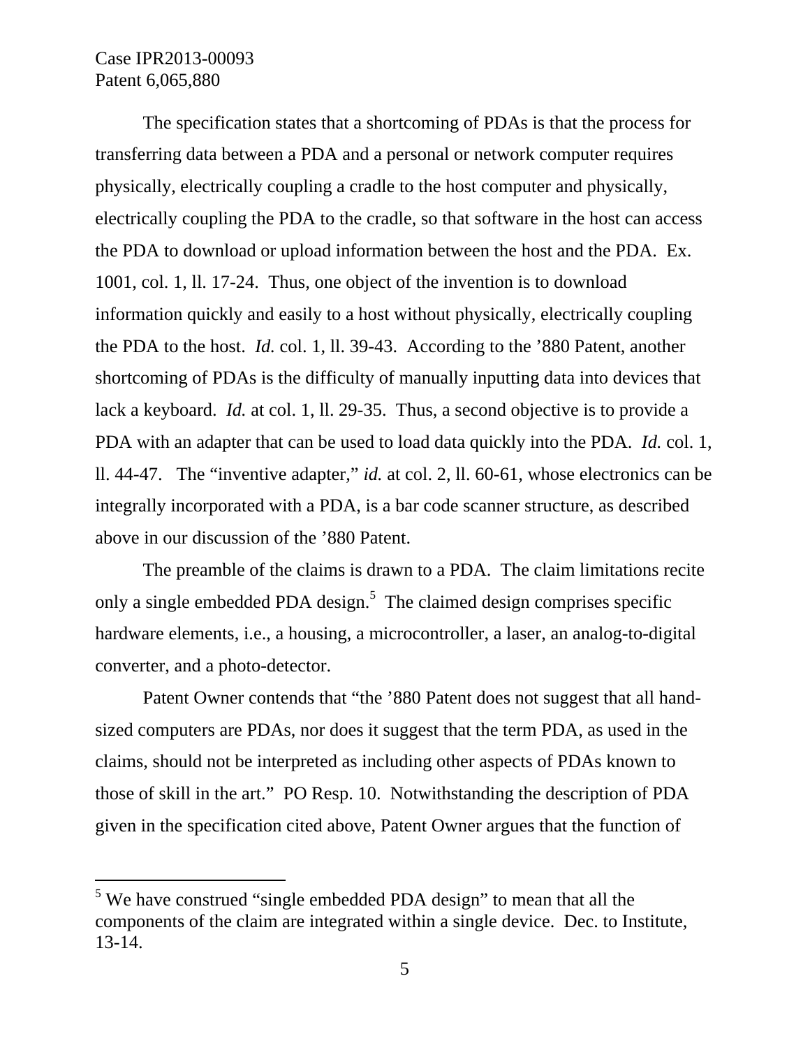The specification states that a shortcoming of PDAs is that the process for transferring data between a PDA and a personal or network computer requires physically, electrically coupling a cradle to the host computer and physically, electrically coupling the PDA to the cradle, so that software in the host can access the PDA to download or upload information between the host and the PDA. Ex. 1001, col. 1, ll. 17-24. Thus, one object of the invention is to download information quickly and easily to a host without physically, electrically coupling the PDA to the host. *Id.* col. 1, ll. 39-43. According to the '880 Patent, another shortcoming of PDAs is the difficulty of manually inputting data into devices that lack a keyboard. *Id.* at col. 1, ll. 29-35. Thus, a second objective is to provide a PDA with an adapter that can be used to load data quickly into the PDA. *Id.* col. 1, ll. 44-47. The "inventive adapter," *id.* at col. 2, ll. 60-61, whose electronics can be integrally incorporated with a PDA, is a bar code scanner structure, as described above in our discussion of the '880 Patent.

The preamble of the claims is drawn to a PDA. The claim limitations recite only a single embedded PDA design.[5] The claimed design comprises specific hardware elements, i.e., a housing, a microcontroller, a laser, an analog-to-digital converter, and a photo-detector.

Patent Owner contends that "the '880 Patent does not suggest that all hand-sized computers are PDAs, nor does it suggest that the term PDA, as used in the claims, should not be interpreted as including other aspects of PDAs known to those of skill in the art." PO Resp. 10. Notwithstanding the description of PDA given in the specification cited above, Patent Owner argues that the function of

---

[5] We have construed "single embedded PDA design" to mean that all the components of the claim are integrated within a single device. Dec. to Institute, 13-14.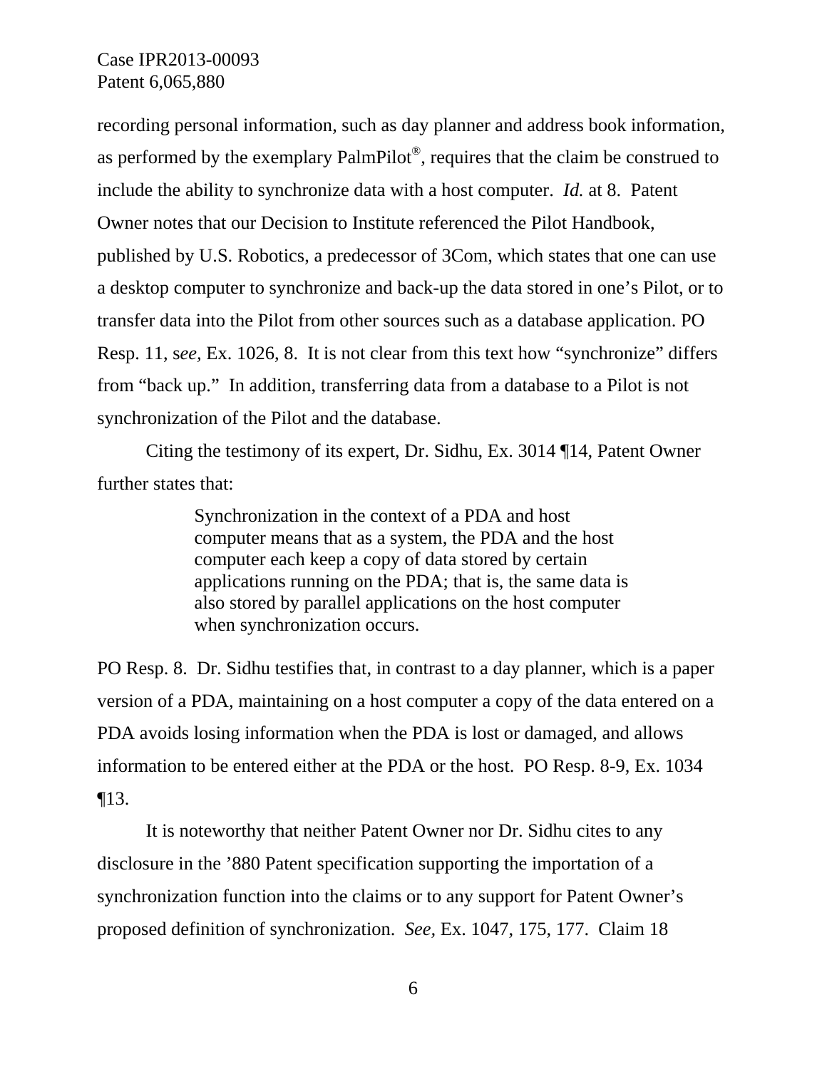recording personal information, such as day planner and address book information, as performed by the exemplary PalmPilot®, requires that the claim be construed to include the ability to synchronize data with a host computer. *Id.* at 8. Patent Owner notes that our Decision to Institute referenced the Pilot Handbook, published by U.S. Robotics, a predecessor of 3Com, which states that one can use a desktop computer to synchronize and back-up the data stored in one's Pilot, or to transfer data into the Pilot from other sources such as a database application. PO Resp. 11, s*ee,* Ex. 1026, 8. It is not clear from this text how "synchronize" differs from "back up." In addition, transferring data from a database to a Pilot is not synchronization of the Pilot and the database.

Citing the testimony of its expert, Dr. Sidhu, Ex. 3014 ¶14, Patent Owner further states that:

> Synchronization in the context of a PDA and host computer means that as a system, the PDA and the host computer each keep a copy of data stored by certain applications running on the PDA; that is, the same data is also stored by parallel applications on the host computer when synchronization occurs.

PO Resp. 8. Dr. Sidhu testifies that, in contrast to a day planner, which is a paper version of a PDA, maintaining on a host computer a copy of the data entered on a PDA avoids losing information when the PDA is lost or damaged, and allows information to be entered either at the PDA or the host. PO Resp. 8-9, Ex. 1034 ¶13.

It is noteworthy that neither Patent Owner nor Dr. Sidhu cites to any disclosure in the '880 Patent specification supporting the importation of a synchronization function into the claims or to any support for Patent Owner's proposed definition of synchronization. *See,* Ex. 1047, 175, 177. Claim 18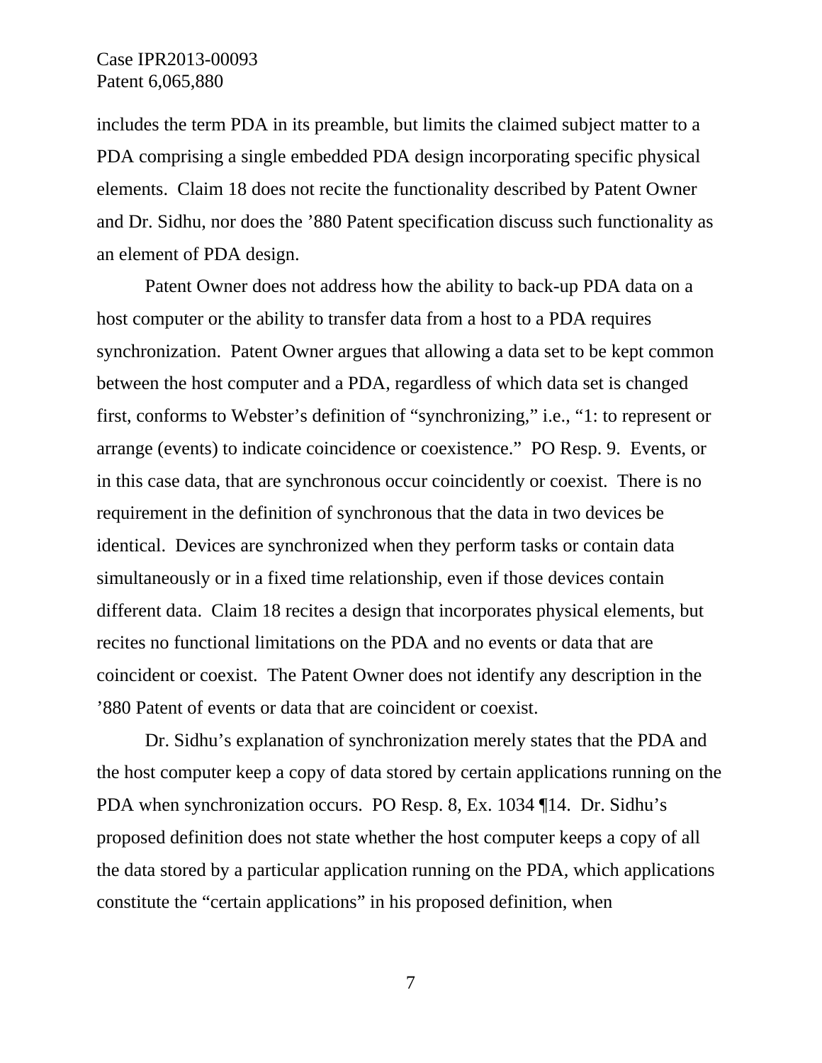includes the term PDA in its preamble, but limits the claimed subject matter to a PDA comprising a single embedded PDA design incorporating specific physical elements. Claim 18 does not recite the functionality described by Patent Owner and Dr. Sidhu, nor does the ’880 Patent specification discuss such functionality as an element of PDA design.

Patent Owner does not address how the ability to back-up PDA data on a host computer or the ability to transfer data from a host to a PDA requires synchronization. Patent Owner argues that allowing a data set to be kept common between the host computer and a PDA, regardless of which data set is changed first, conforms to Webster’s definition of “synchronizing,” i.e., “1: to represent or arrange (events) to indicate coincidence or coexistence.” PO Resp. 9. Events, or in this case data, that are synchronous occur coincidently or coexist. There is no requirement in the definition of synchronous that the data in two devices be identical. Devices are synchronized when they perform tasks or contain data simultaneously or in a fixed time relationship, even if those devices contain different data. Claim 18 recites a design that incorporates physical elements, but recites no functional limitations on the PDA and no events or data that are coincident or coexist. The Patent Owner does not identify any description in the ’880 Patent of events or data that are coincident or coexist.

Dr. Sidhu’s explanation of synchronization merely states that the PDA and the host computer keep a copy of data stored by certain applications running on the PDA when synchronization occurs. PO Resp. 8, Ex. 1034 ¶14. Dr. Sidhu’s proposed definition does not state whether the host computer keeps a copy of all the data stored by a particular application running on the PDA, which applications constitute the “certain applications” in his proposed definition, when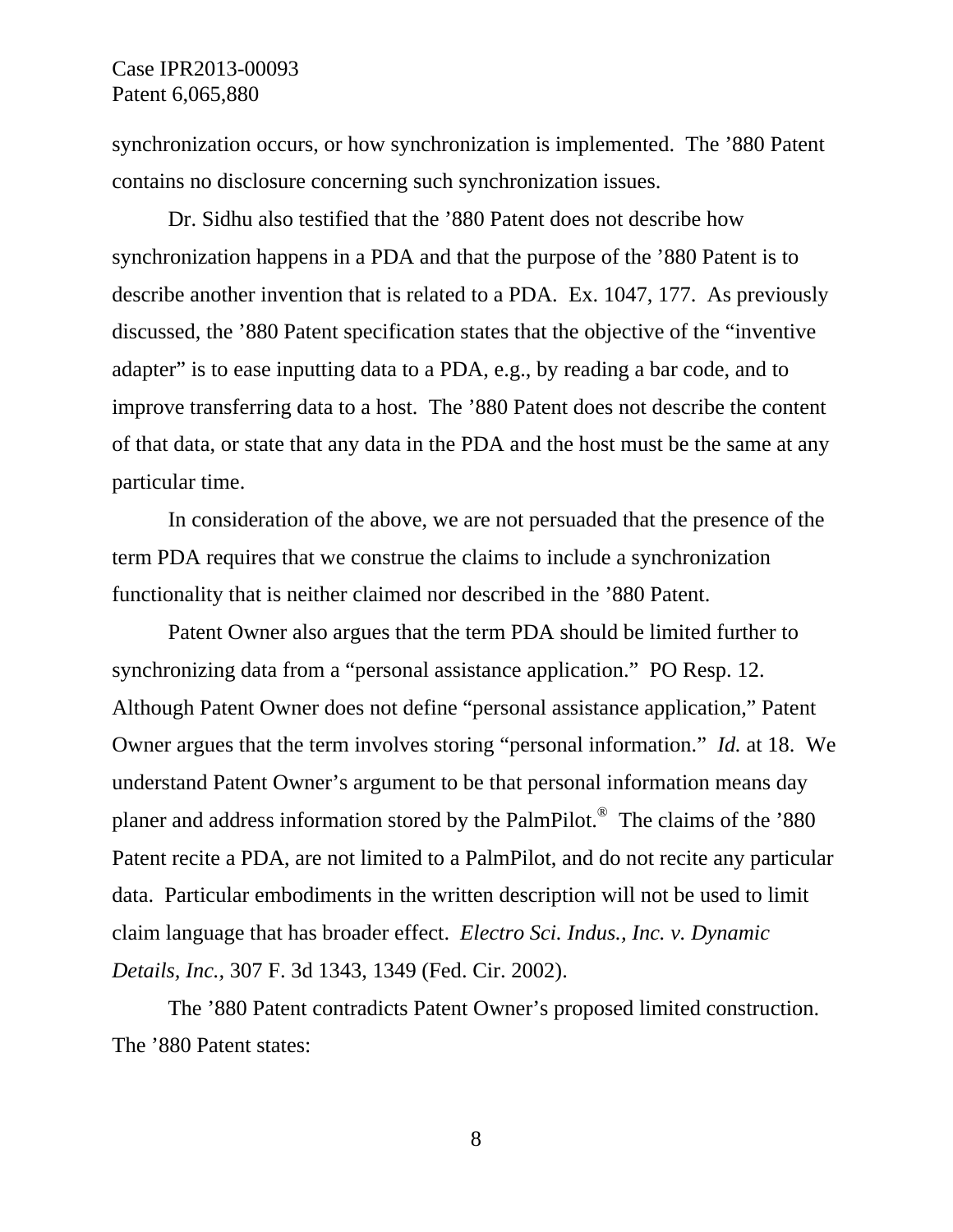synchronization occurs, or how synchronization is implemented. The ’880 Patent contains no disclosure concerning such synchronization issues.

Dr. Sidhu also testified that the ’880 Patent does not describe how synchronization happens in a PDA and that the purpose of the ’880 Patent is to describe another invention that is related to a PDA. Ex. 1047, 177. As previously discussed, the ’880 Patent specification states that the objective of the “inventive adapter” is to ease inputting data to a PDA, e.g., by reading a bar code, and to improve transferring data to a host. The ’880 Patent does not describe the content of that data, or state that any data in the PDA and the host must be the same at any particular time.

In consideration of the above, we are not persuaded that the presence of the term PDA requires that we construe the claims to include a synchronization functionality that is neither claimed nor described in the ’880 Patent.

Patent Owner also argues that the term PDA should be limited further to synchronizing data from a “personal assistance application.” PO Resp. 12. Although Patent Owner does not define “personal assistance application,” Patent Owner argues that the term involves storing “personal information.” *Id.* at 18. We understand Patent Owner’s argument to be that personal information means day planer and address information stored by the PalmPilot.® The claims of the ’880 Patent recite a PDA, are not limited to a PalmPilot, and do not recite any particular data. Particular embodiments in the written description will not be used to limit claim language that has broader effect. *Electro Sci. Indus., Inc. v. Dynamic Details, Inc.*, 307 F. 3d 1343, 1349 (Fed. Cir. 2002).

The ’880 Patent contradicts Patent Owner’s proposed limited construction. The ’880 Patent states: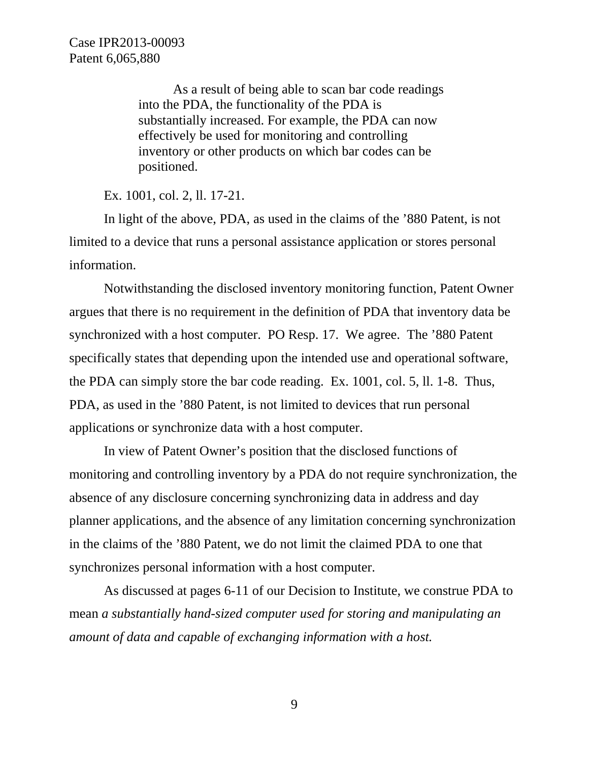> As a result of being able to scan bar code readings into the PDA, the functionality of the PDA is substantially increased. For example, the PDA can now effectively be used for monitoring and controlling inventory or other products on which bar codes can be positioned.

Ex. 1001, col. 2, ll. 17-21.

In light of the above, PDA, as used in the claims of the ’880 Patent, is not limited to a device that runs a personal assistance application or stores personal information.

Notwithstanding the disclosed inventory monitoring function, Patent Owner argues that there is no requirement in the definition of PDA that inventory data be synchronized with a host computer. PO Resp. 17. We agree. The ’880 Patent specifically states that depending upon the intended use and operational software, the PDA can simply store the bar code reading. Ex. 1001, col. 5, ll. 1-8. Thus, PDA, as used in the ’880 Patent, is not limited to devices that run personal applications or synchronize data with a host computer.

In view of Patent Owner’s position that the disclosed functions of monitoring and controlling inventory by a PDA do not require synchronization, the absence of any disclosure concerning synchronizing data in address and day planner applications, and the absence of any limitation concerning synchronization in the claims of the ’880 Patent, we do not limit the claimed PDA to one that synchronizes personal information with a host computer.

As discussed at pages 6-11 of our Decision to Institute, we construe PDA to mean *a substantially hand-sized computer used for storing and manipulating an amount of data and capable of exchanging information with a host.*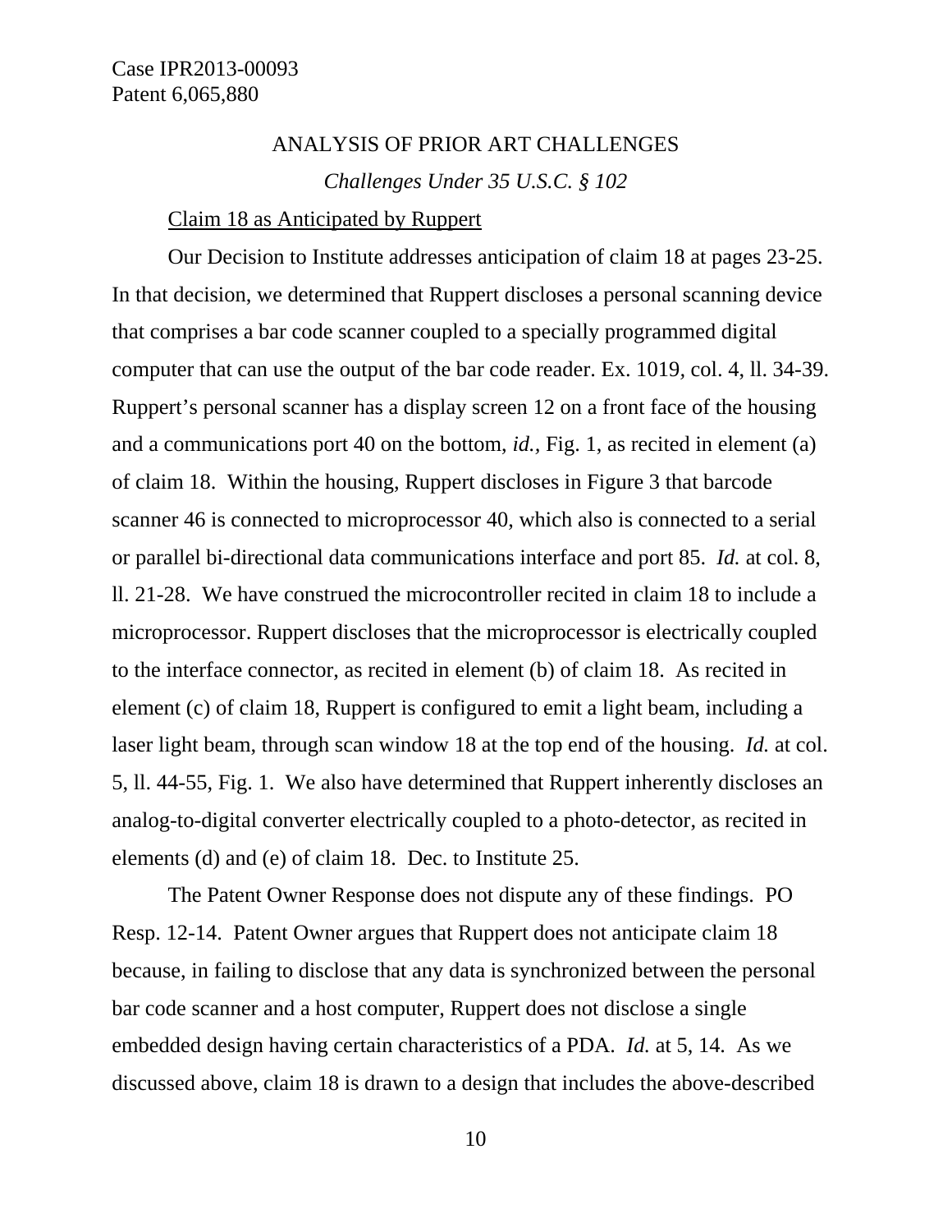## ANALYSIS OF PRIOR ART CHALLENGES

### *Challenges Under 35 U.S.C. § 102*

Claim 18 as Anticipated by Ruppert

Our Decision to Institute addresses anticipation of claim 18 at pages 23-25. In that decision, we determined that Ruppert discloses a personal scanning device that comprises a bar code scanner coupled to a specially programmed digital computer that can use the output of the bar code reader. Ex. 1019, col. 4, ll. 34-39. Ruppert's personal scanner has a display screen 12 on a front face of the housing and a communications port 40 on the bottom, *id.*, Fig. 1, as recited in element (a) of claim 18. Within the housing, Ruppert discloses in Figure 3 that barcode scanner 46 is connected to microprocessor 40, which also is connected to a serial or parallel bi-directional data communications interface and port 85. *Id.* at col. 8, ll. 21-28. We have construed the microcontroller recited in claim 18 to include a microprocessor. Ruppert discloses that the microprocessor is electrically coupled to the interface connector, as recited in element (b) of claim 18. As recited in element (c) of claim 18, Ruppert is configured to emit a light beam, including a laser light beam, through scan window 18 at the top end of the housing. *Id.* at col. 5, ll. 44-55, Fig. 1. We also have determined that Ruppert inherently discloses an analog-to-digital converter electrically coupled to a photo-detector, as recited in elements (d) and (e) of claim 18. Dec. to Institute 25.

The Patent Owner Response does not dispute any of these findings. PO Resp. 12-14. Patent Owner argues that Ruppert does not anticipate claim 18 because, in failing to disclose that any data is synchronized between the personal bar code scanner and a host computer, Ruppert does not disclose a single embedded design having certain characteristics of a PDA. *Id.* at 5, 14. As we discussed above, claim 18 is drawn to a design that includes the above-described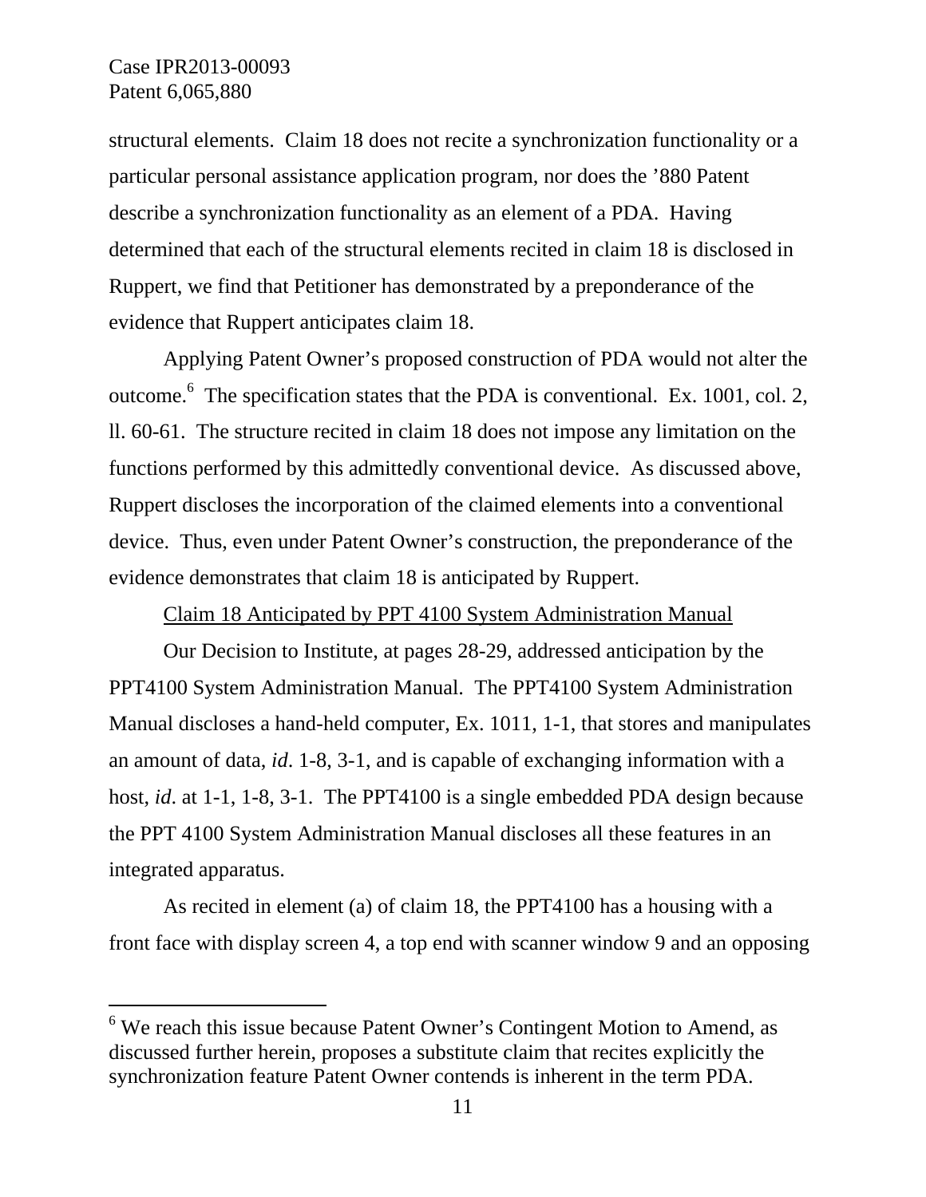structural elements. Claim 18 does not recite a synchronization functionality or a particular personal assistance application program, nor does the ’880 Patent describe a synchronization functionality as an element of a PDA. Having determined that each of the structural elements recited in claim 18 is disclosed in Ruppert, we find that Petitioner has demonstrated by a preponderance of the evidence that Ruppert anticipates claim 18.

Applying Patent Owner’s proposed construction of PDA would not alter the outcome.[6] The specification states that the PDA is conventional. Ex. 1001, col. 2, ll. 60-61. The structure recited in claim 18 does not impose any limitation on the functions performed by this admittedly conventional device. As discussed above, Ruppert discloses the incorporation of the claimed elements into a conventional device. Thus, even under Patent Owner’s construction, the preponderance of the evidence demonstrates that claim 18 is anticipated by Ruppert.

<u>Claim 18 Anticipated by PPT 4100 System Administration Manual</u>

Our Decision to Institute, at pages 28-29, addressed anticipation by the PPT4100 System Administration Manual. The PPT4100 System Administration Manual discloses a hand-held computer, Ex. 1011, 1-1, that stores and manipulates an amount of data, *id*. 1-8, 3-1, and is capable of exchanging information with a host, *id*. at 1-1, 1-8, 3-1. The PPT4100 is a single embedded PDA design because the PPT 4100 System Administration Manual discloses all these features in an integrated apparatus.

As recited in element (a) of claim 18, the PPT4100 has a housing with a front face with display screen 4, a top end with scanner window 9 and an opposing

---

[6] We reach this issue because Patent Owner’s Contingent Motion to Amend, as discussed further herein, proposes a substitute claim that recites explicitly the synchronization feature Patent Owner contends is inherent in the term PDA.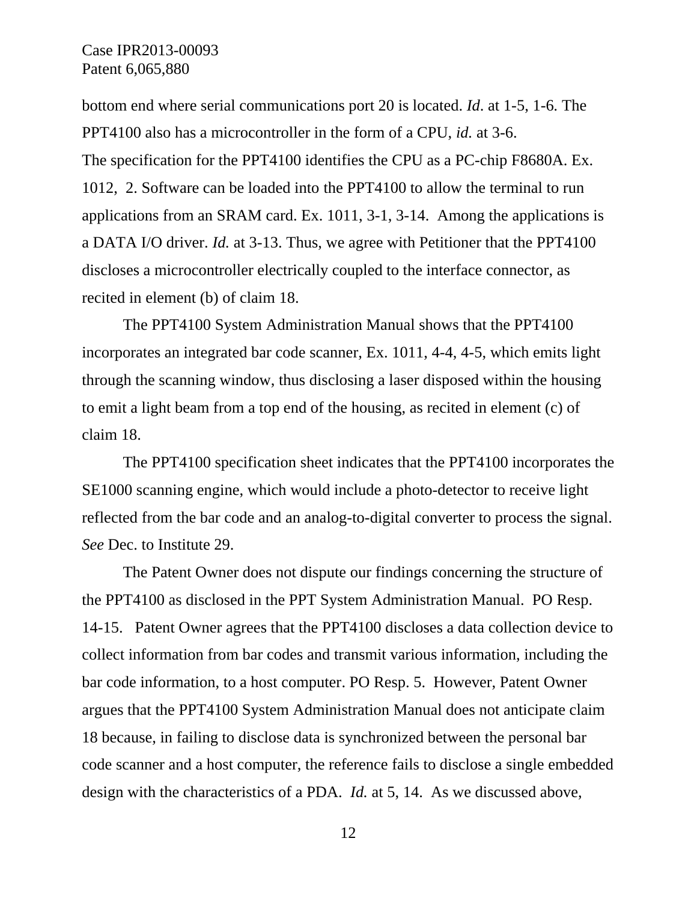bottom end where serial communications port 20 is located. *Id*. at 1-5, 1-6. The PPT4100 also has a microcontroller in the form of a CPU, *id.* at 3-6. The specification for the PPT4100 identifies the CPU as a PC-chip F8680A. Ex. 1012, 2. Software can be loaded into the PPT4100 to allow the terminal to run applications from an SRAM card. Ex. 1011, 3-1, 3-14. Among the applications is a DATA I/O driver. *Id.* at 3-13. Thus, we agree with Petitioner that the PPT4100 discloses a microcontroller electrically coupled to the interface connector, as recited in element (b) of claim 18.

The PPT4100 System Administration Manual shows that the PPT4100 incorporates an integrated bar code scanner, Ex. 1011, 4-4, 4-5, which emits light through the scanning window, thus disclosing a laser disposed within the housing to emit a light beam from a top end of the housing, as recited in element (c) of claim 18.

The PPT4100 specification sheet indicates that the PPT4100 incorporates the SE1000 scanning engine, which would include a photo-detector to receive light reflected from the bar code and an analog-to-digital converter to process the signal. *See* Dec. to Institute 29.

The Patent Owner does not dispute our findings concerning the structure of the PPT4100 as disclosed in the PPT System Administration Manual. PO Resp. 14-15. Patent Owner agrees that the PPT4100 discloses a data collection device to collect information from bar codes and transmit various information, including the bar code information, to a host computer. PO Resp. 5. However, Patent Owner argues that the PPT4100 System Administration Manual does not anticipate claim 18 because, in failing to disclose data is synchronized between the personal bar code scanner and a host computer, the reference fails to disclose a single embedded design with the characteristics of a PDA. *Id.* at 5, 14. As we discussed above,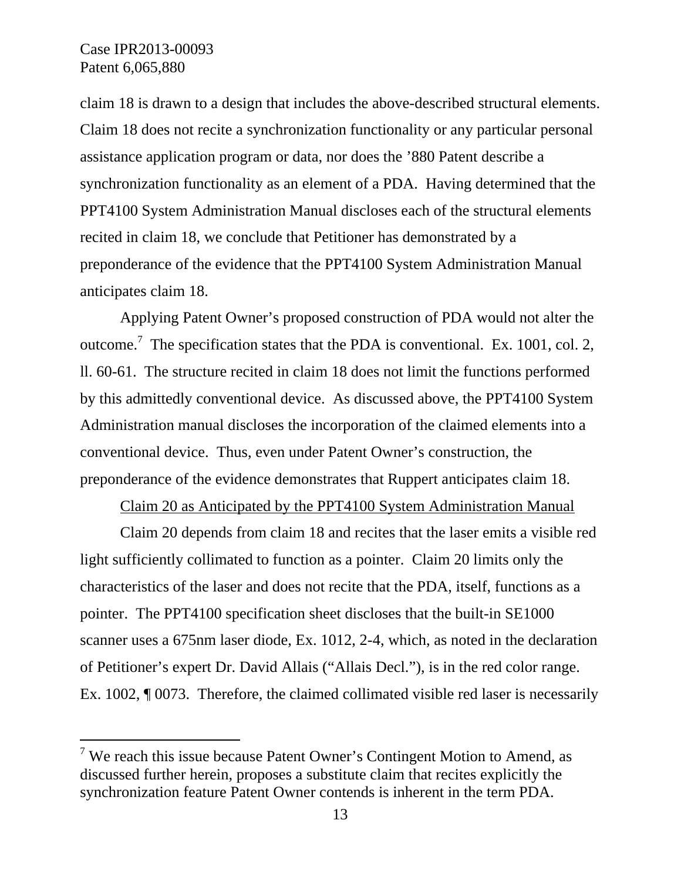claim 18 is drawn to a design that includes the above-described structural elements. Claim 18 does not recite a synchronization functionality or any particular personal assistance application program or data, nor does the '880 Patent describe a synchronization functionality as an element of a PDA. Having determined that the PPT4100 System Administration Manual discloses each of the structural elements recited in claim 18, we conclude that Petitioner has demonstrated by a preponderance of the evidence that the PPT4100 System Administration Manual anticipates claim 18.

Applying Patent Owner's proposed construction of PDA would not alter the outcome.[7] The specification states that the PDA is conventional. Ex. 1001, col. 2, ll. 60-61. The structure recited in claim 18 does not limit the functions performed by this admittedly conventional device. As discussed above, the PPT4100 System Administration manual discloses the incorporation of the claimed elements into a conventional device. Thus, even under Patent Owner's construction, the preponderance of the evidence demonstrates that Ruppert anticipates claim 18.

<u>Claim 20 as Anticipated by the PPT4100 System Administration Manual</u>

Claim 20 depends from claim 18 and recites that the laser emits a visible red light sufficiently collimated to function as a pointer. Claim 20 limits only the characteristics of the laser and does not recite that the PDA, itself, functions as a pointer. The PPT4100 specification sheet discloses that the built-in SE1000 scanner uses a 675nm laser diode, Ex. 1012, 2-4, which, as noted in the declaration of Petitioner's expert Dr. David Allais ("Allais Decl."), is in the red color range. Ex. 1002, ¶ 0073. Therefore, the claimed collimated visible red laser is necessarily

---

[7] We reach this issue because Patent Owner's Contingent Motion to Amend, as discussed further herein, proposes a substitute claim that recites explicitly the synchronization feature Patent Owner contends is inherent in the term PDA.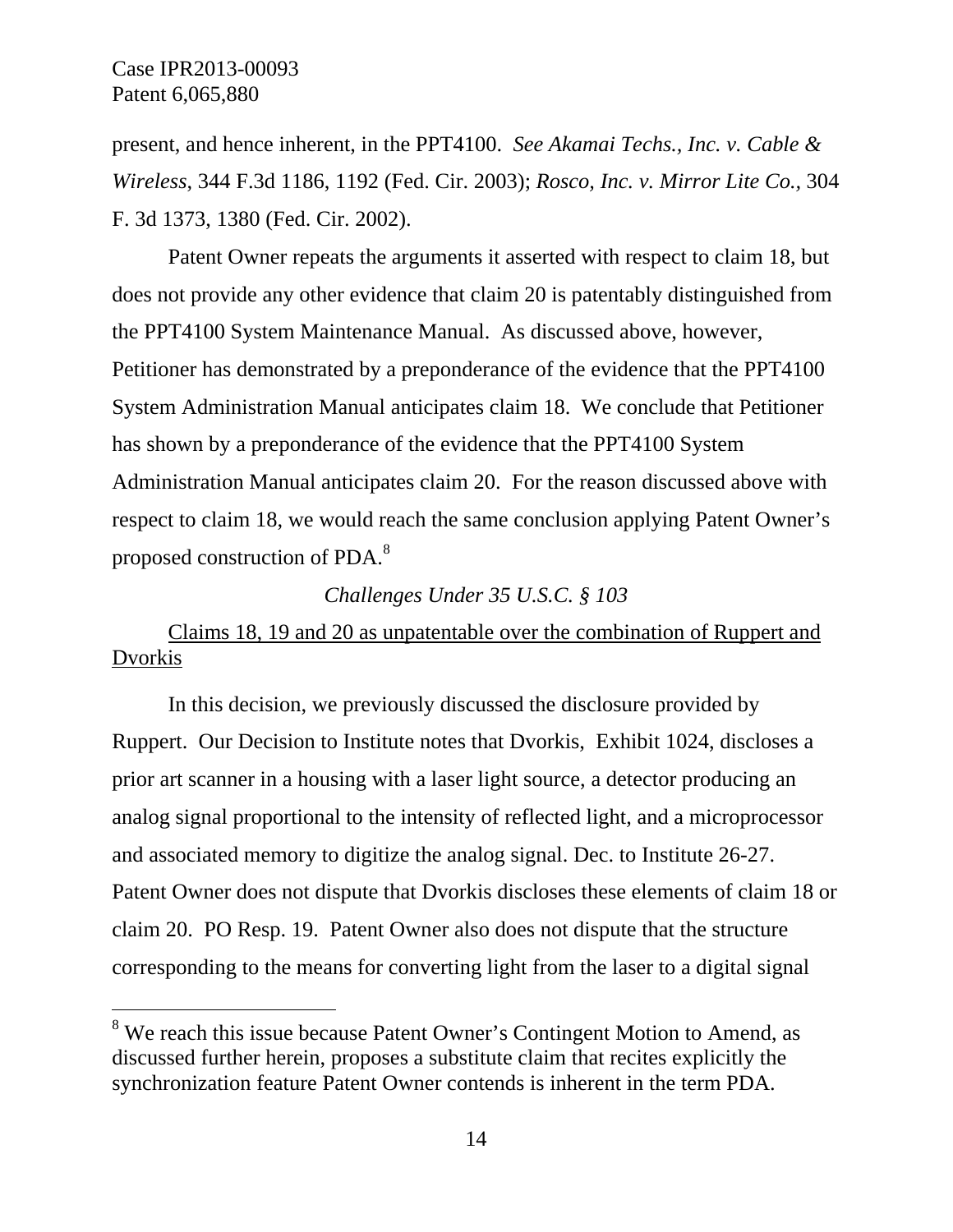present, and hence inherent, in the PPT4100. *See Akamai Techs., Inc. v. Cable & Wireless*, 344 F.3d 1186, 1192 (Fed. Cir. 2003); *Rosco, Inc. v. Mirror Lite Co.,* 304 F. 3d 1373, 1380 (Fed. Cir. 2002).

Patent Owner repeats the arguments it asserted with respect to claim 18, but does not provide any other evidence that claim 20 is patentably distinguished from the PPT4100 System Maintenance Manual. As discussed above, however, Petitioner has demonstrated by a preponderance of the evidence that the PPT4100 System Administration Manual anticipates claim 18. We conclude that Petitioner has shown by a preponderance of the evidence that the PPT4100 System Administration Manual anticipates claim 20. For the reason discussed above with respect to claim 18, we would reach the same conclusion applying Patent Owner's proposed construction of PDA.[8]

*Challenges Under 35 U.S.C. § 103*

<u>Claims 18, 19 and 20 as unpatentable over the combination of Ruppert and Dvorkis</u>

In this decision, we previously discussed the disclosure provided by Ruppert. Our Decision to Institute notes that Dvorkis, Exhibit 1024, discloses a prior art scanner in a housing with a laser light source, a detector producing an analog signal proportional to the intensity of reflected light, and a microprocessor and associated memory to digitize the analog signal. Dec. to Institute 26-27. Patent Owner does not dispute that Dvorkis discloses these elements of claim 18 or claim 20. PO Resp. 19. Patent Owner also does not dispute that the structure corresponding to the means for converting light from the laser to a digital signal

[8] We reach this issue because Patent Owner's Contingent Motion to Amend, as discussed further herein, proposes a substitute claim that recites explicitly the synchronization feature Patent Owner contends is inherent in the term PDA.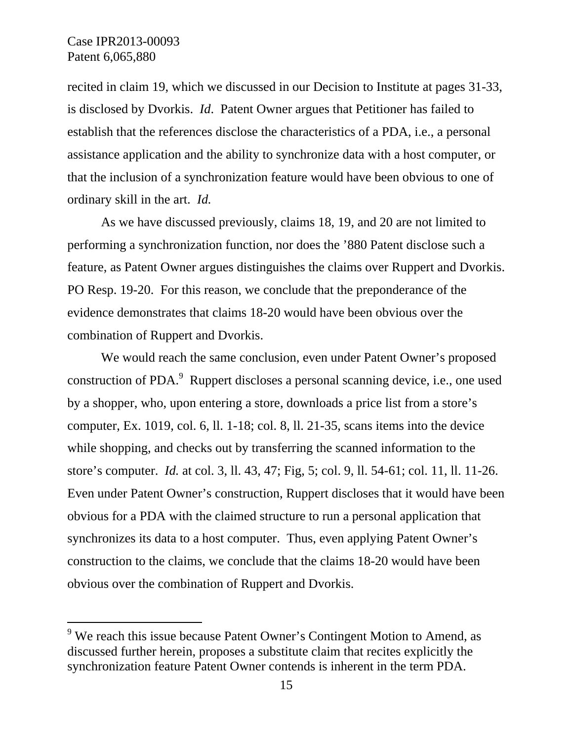recited in claim 19, which we discussed in our Decision to Institute at pages 31-33, is disclosed by Dvorkis. *Id*. Patent Owner argues that Petitioner has failed to establish that the references disclose the characteristics of a PDA, i.e., a personal assistance application and the ability to synchronize data with a host computer, or that the inclusion of a synchronization feature would have been obvious to one of ordinary skill in the art. *Id.*

As we have discussed previously, claims 18, 19, and 20 are not limited to performing a synchronization function, nor does the '880 Patent disclose such a feature, as Patent Owner argues distinguishes the claims over Ruppert and Dvorkis. PO Resp. 19-20. For this reason, we conclude that the preponderance of the evidence demonstrates that claims 18-20 would have been obvious over the combination of Ruppert and Dvorkis.

We would reach the same conclusion, even under Patent Owner's proposed construction of PDA.[9] Ruppert discloses a personal scanning device, i.e., one used by a shopper, who, upon entering a store, downloads a price list from a store's computer, Ex. 1019, col. 6, ll. 1-18; col. 8, ll. 21-35, scans items into the device while shopping, and checks out by transferring the scanned information to the store's computer. *Id.* at col. 3, ll. 43, 47; Fig, 5; col. 9, ll. 54-61; col. 11, ll. 11-26. Even under Patent Owner's construction, Ruppert discloses that it would have been obvious for a PDA with the claimed structure to run a personal application that synchronizes its data to a host computer. Thus, even applying Patent Owner's construction to the claims, we conclude that the claims 18-20 would have been obvious over the combination of Ruppert and Dvorkis.

[9] We reach this issue because Patent Owner's Contingent Motion to Amend, as discussed further herein, proposes a substitute claim that recites explicitly the synchronization feature Patent Owner contends is inherent in the term PDA.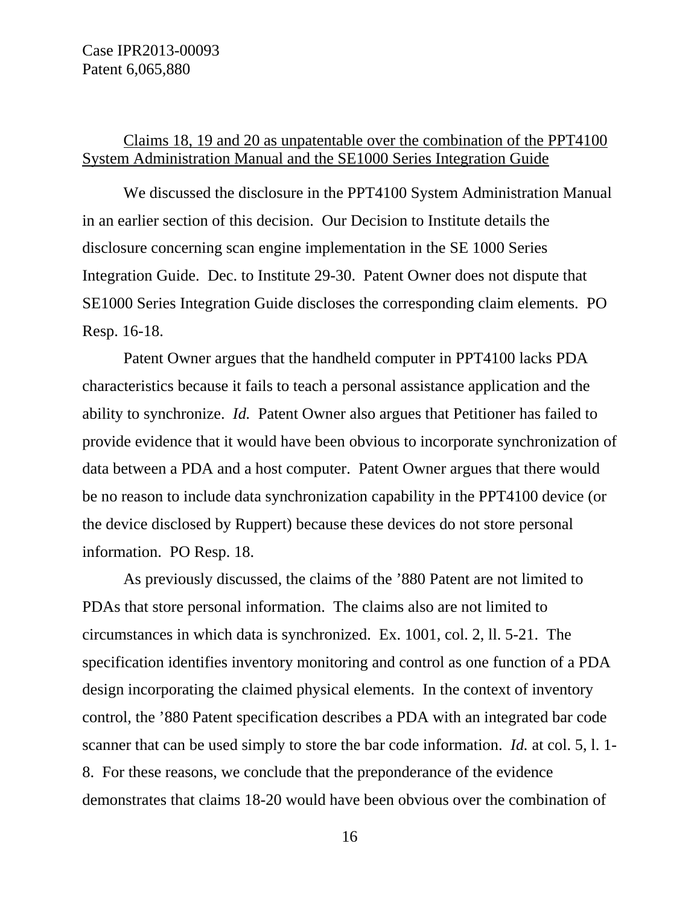Claims 18, 19 and 20 as unpatentable over the combination of the PPT4100 System Administration Manual and the SE1000 Series Integration Guide

We discussed the disclosure in the PPT4100 System Administration Manual in an earlier section of this decision. Our Decision to Institute details the disclosure concerning scan engine implementation in the SE 1000 Series Integration Guide. Dec. to Institute 29-30. Patent Owner does not dispute that SE1000 Series Integration Guide discloses the corresponding claim elements. PO Resp. 16-18.

Patent Owner argues that the handheld computer in PPT4100 lacks PDA characteristics because it fails to teach a personal assistance application and the ability to synchronize. *Id.* Patent Owner also argues that Petitioner has failed to provide evidence that it would have been obvious to incorporate synchronization of data between a PDA and a host computer. Patent Owner argues that there would be no reason to include data synchronization capability in the PPT4100 device (or the device disclosed by Ruppert) because these devices do not store personal information. PO Resp. 18.

As previously discussed, the claims of the ’880 Patent are not limited to PDAs that store personal information. The claims also are not limited to circumstances in which data is synchronized. Ex. 1001, col. 2, ll. 5-21. The specification identifies inventory monitoring and control as one function of a PDA design incorporating the claimed physical elements. In the context of inventory control, the ’880 Patent specification describes a PDA with an integrated bar code scanner that can be used simply to store the bar code information. *Id.* at col. 5, l. 1-8. For these reasons, we conclude that the preponderance of the evidence demonstrates that claims 18-20 would have been obvious over the combination of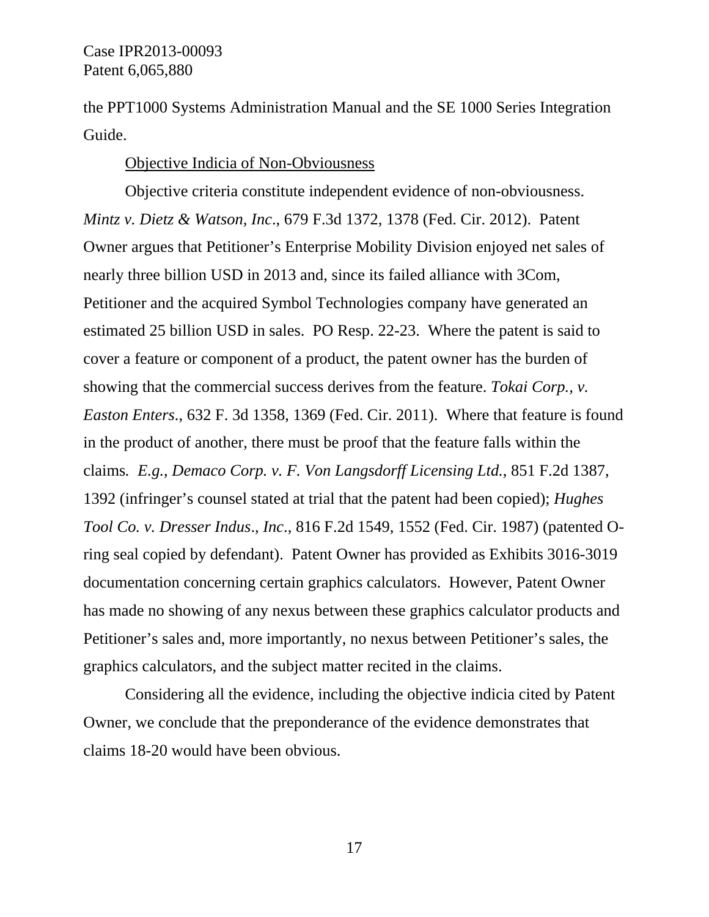the PPT1000 Systems Administration Manual and the SE 1000 Series Integration Guide.

Objective Indicia of Non-Obviousness

Objective criteria constitute independent evidence of non-obviousness. *Mintz v. Dietz & Watson, Inc*., 679 F.3d 1372, 1378 (Fed. Cir. 2012). Patent Owner argues that Petitioner's Enterprise Mobility Division enjoyed net sales of nearly three billion USD in 2013 and, since its failed alliance with 3Com, Petitioner and the acquired Symbol Technologies company have generated an estimated 25 billion USD in sales. PO Resp. 22-23. Where the patent is said to cover a feature or component of a product, the patent owner has the burden of showing that the commercial success derives from the feature. *Tokai Corp., v. Easton Enters*., 632 F. 3d 1358, 1369 (Fed. Cir. 2011). Where that feature is found in the product of another, there must be proof that the feature falls within the claims. *E.g.*, *Demaco Corp. v. F. Von Langsdorff Licensing Ltd.*, 851 F.2d 1387, 1392 (infringer's counsel stated at trial that the patent had been copied); *Hughes Tool Co. v. Dresser Indus*., *Inc*., 816 F.2d 1549, 1552 (Fed. Cir. 1987) (patented O-ring seal copied by defendant). Patent Owner has provided as Exhibits 3016-3019 documentation concerning certain graphics calculators. However, Patent Owner has made no showing of any nexus between these graphics calculator products and Petitioner's sales and, more importantly, no nexus between Petitioner's sales, the graphics calculators, and the subject matter recited in the claims.

Considering all the evidence, including the objective indicia cited by Patent Owner, we conclude that the preponderance of the evidence demonstrates that claims 18-20 would have been obvious.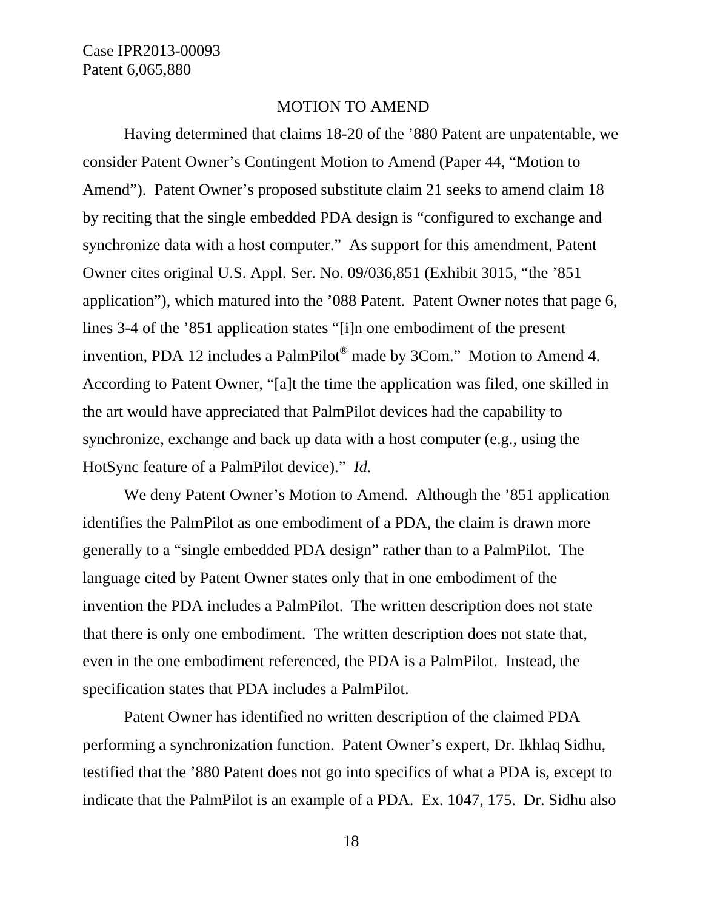## MOTION TO AMEND

Having determined that claims 18-20 of the '880 Patent are unpatentable, we consider Patent Owner's Contingent Motion to Amend (Paper 44, "Motion to Amend"). Patent Owner's proposed substitute claim 21 seeks to amend claim 18 by reciting that the single embedded PDA design is "configured to exchange and synchronize data with a host computer." As support for this amendment, Patent Owner cites original U.S. Appl. Ser. No. 09/036,851 (Exhibit 3015, "the '851 application"), which matured into the '088 Patent. Patent Owner notes that page 6, lines 3-4 of the '851 application states "[i]n one embodiment of the present invention, PDA 12 includes a PalmPilot® made by 3Com." Motion to Amend 4. According to Patent Owner, "[a]t the time the application was filed, one skilled in the art would have appreciated that PalmPilot devices had the capability to synchronize, exchange and back up data with a host computer (e.g., using the HotSync feature of a PalmPilot device)." *Id.*

We deny Patent Owner's Motion to Amend. Although the '851 application identifies the PalmPilot as one embodiment of a PDA, the claim is drawn more generally to a "single embedded PDA design" rather than to a PalmPilot. The language cited by Patent Owner states only that in one embodiment of the invention the PDA includes a PalmPilot. The written description does not state that there is only one embodiment. The written description does not state that, even in the one embodiment referenced, the PDA is a PalmPilot. Instead, the specification states that PDA includes a PalmPilot.

Patent Owner has identified no written description of the claimed PDA performing a synchronization function. Patent Owner's expert, Dr. Ikhlaq Sidhu, testified that the '880 Patent does not go into specifics of what a PDA is, except to indicate that the PalmPilot is an example of a PDA. Ex. 1047, 175. Dr. Sidhu also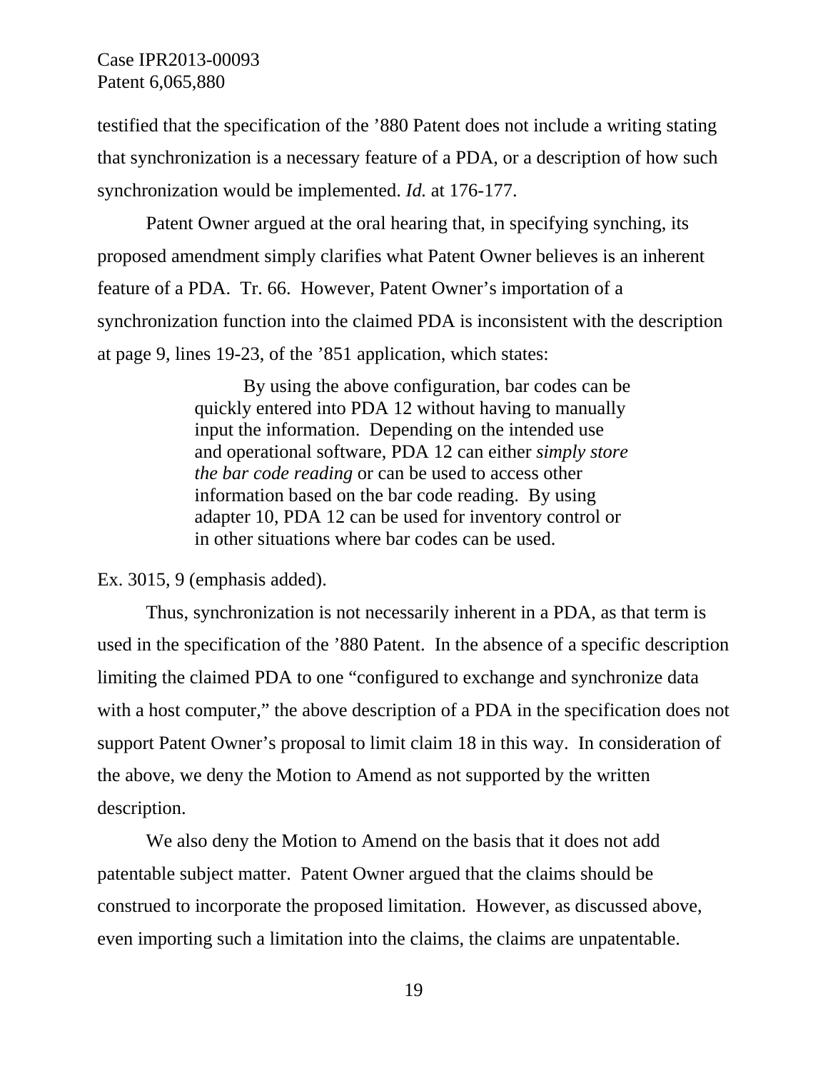testified that the specification of the ’880 Patent does not include a writing stating that synchronization is a necessary feature of a PDA, or a description of how such synchronization would be implemented. *Id.* at 176-177.

Patent Owner argued at the oral hearing that, in specifying synching, its proposed amendment simply clarifies what Patent Owner believes is an inherent feature of a PDA. Tr. 66. However, Patent Owner’s importation of a synchronization function into the claimed PDA is inconsistent with the description at page 9, lines 19-23, of the ’851 application, which states:

> By using the above configuration, bar codes can be quickly entered into PDA 12 without having to manually input the information. Depending on the intended use and operational software, PDA 12 can either *simply store the bar code reading* or can be used to access other information based on the bar code reading. By using adapter 10, PDA 12 can be used for inventory control or in other situations where bar codes can be used.

Ex. 3015, 9 (emphasis added).

Thus, synchronization is not necessarily inherent in a PDA, as that term is used in the specification of the ’880 Patent. In the absence of a specific description limiting the claimed PDA to one “configured to exchange and synchronize data with a host computer,” the above description of a PDA in the specification does not support Patent Owner’s proposal to limit claim 18 in this way. In consideration of the above, we deny the Motion to Amend as not supported by the written description.

We also deny the Motion to Amend on the basis that it does not add patentable subject matter. Patent Owner argued that the claims should be construed to incorporate the proposed limitation. However, as discussed above, even importing such a limitation into the claims, the claims are unpatentable.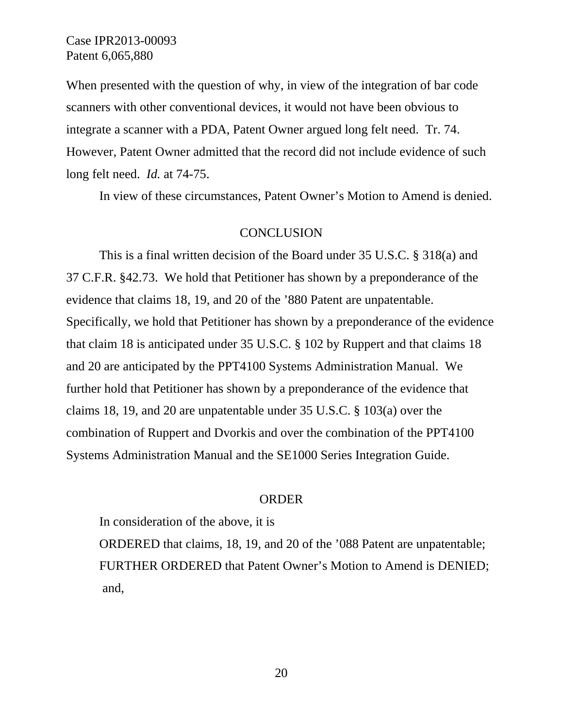When presented with the question of why, in view of the integration of bar code scanners with other conventional devices, it would not have been obvious to integrate a scanner with a PDA, Patent Owner argued long felt need. Tr. 74. However, Patent Owner admitted that the record did not include evidence of such long felt need. *Id.* at 74-75.

In view of these circumstances, Patent Owner's Motion to Amend is denied.

## CONCLUSION

This is a final written decision of the Board under 35 U.S.C. § 318(a) and 37 C.F.R. §42.73. We hold that Petitioner has shown by a preponderance of the evidence that claims 18, 19, and 20 of the '880 Patent are unpatentable. Specifically, we hold that Petitioner has shown by a preponderance of the evidence that claim 18 is anticipated under 35 U.S.C. § 102 by Ruppert and that claims 18 and 20 are anticipated by the PPT4100 Systems Administration Manual. We further hold that Petitioner has shown by a preponderance of the evidence that claims 18, 19, and 20 are unpatentable under 35 U.S.C. § 103(a) over the combination of Ruppert and Dvorkis and over the combination of the PPT4100 Systems Administration Manual and the SE1000 Series Integration Guide.

## ORDER

In consideration of the above, it is

ORDERED that claims, 18, 19, and 20 of the '088 Patent are unpatentable;

FURTHER ORDERED that Patent Owner's Motion to Amend is DENIED; and,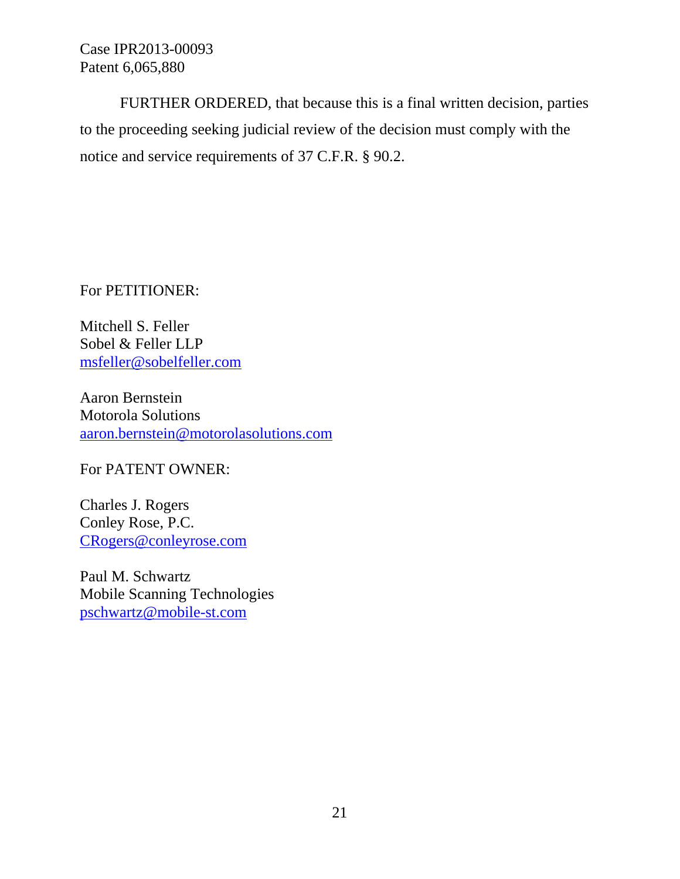FURTHER ORDERED, that because this is a final written decision, parties to the proceeding seeking judicial review of the decision must comply with the notice and service requirements of 37 C.F.R. § 90.2.

For PETITIONER:

Mitchell S. Feller
Sobel & Feller LLP
msfeller@sobelfeller.com

Aaron Bernstein
Motorola Solutions
aaron.bernstein@motorolasolutions.com

For PATENT OWNER:

Charles J. Rogers
Conley Rose, P.C.
CRogers@conleyrose.com

Paul M. Schwartz
Mobile Scanning Technologies
pschwartz@mobile-st.com